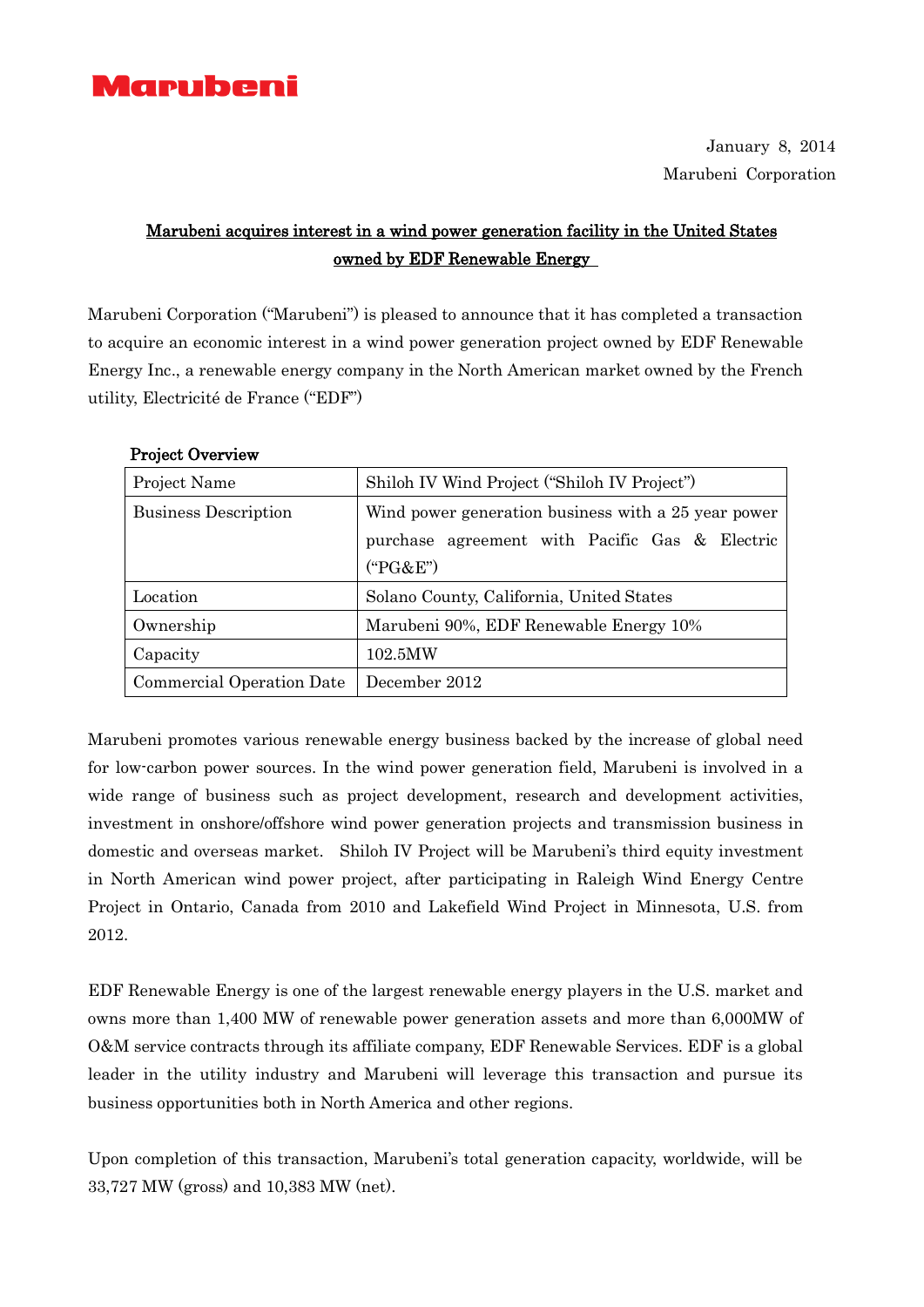Marubeni

January 8, 2014
Marubeni Corporation

# Marubeni acquires interest in a wind power generation facility in the United States owned by EDF Renewable Energy

Marubeni Corporation ("Marubeni") is pleased to announce that it has completed a transaction to acquire an economic interest in a wind power generation project owned by EDF Renewable Energy Inc., a renewable energy company in the North American market owned by the French utility, Electricité de France ("EDF")

**Project Overview**

| | |
|---|---|
| Project Name | Shiloh IV Wind Project ("Shiloh IV Project") |
| Business Description | Wind power generation business with a 25 year power purchase agreement with Pacific Gas & Electric ("PG&E") |
| Location | Solano County, California, United States |
| Ownership | Marubeni 90%, EDF Renewable Energy 10% |
| Capacity | 102.5MW |
| Commercial Operation Date | December 2012 |

Marubeni promotes various renewable energy business backed by the increase of global need for low-carbon power sources. In the wind power generation field, Marubeni is involved in a wide range of business such as project development, research and development activities, investment in onshore/offshore wind power generation projects and transmission business in domestic and overseas market. Shiloh IV Project will be Marubeni's third equity investment in North American wind power project, after participating in Raleigh Wind Energy Centre Project in Ontario, Canada from 2010 and Lakefield Wind Project in Minnesota, U.S. from 2012.

EDF Renewable Energy is one of the largest renewable energy players in the U.S. market and owns more than 1,400 MW of renewable power generation assets and more than 6,000MW of O&M service contracts through its affiliate company, EDF Renewable Services. EDF is a global leader in the utility industry and Marubeni will leverage this transaction and pursue its business opportunities both in North America and other regions.

Upon completion of this transaction, Marubeni's total generation capacity, worldwide, will be 33,727 MW (gross) and 10,383 MW (net).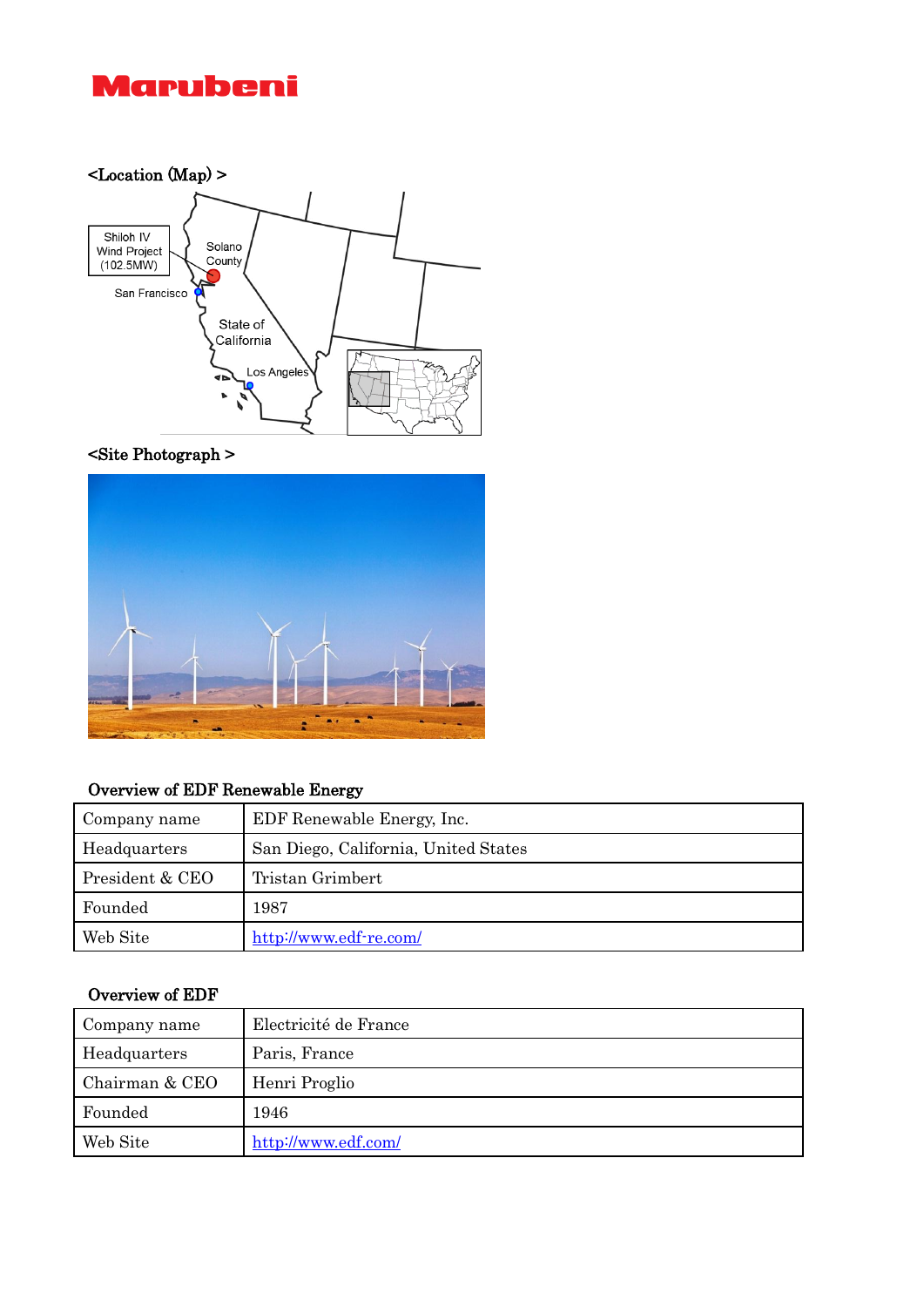Marubeni

<Location (Map) >

Shiloh IV Wind Project (102.5MW)

Solano County

San Francisco

State of California

Los Angeles

<Site Photograph >

### Overview of EDF Renewable Energy

| | |
|---|---|
| Company name | EDF Renewable Energy, Inc. |
| Headquarters | San Diego, California, United States |
| President & CEO | Tristan Grimbert |
| Founded | 1987 |
| Web Site | http://www.edf-re.com/ |

### Overview of EDF

| | |
|---|---|
| Company name | Electricité de France |
| Headquarters | Paris, France |
| Chairman & CEO | Henri Proglio |
| Founded | 1946 |
| Web Site | http://www.edf.com/ |